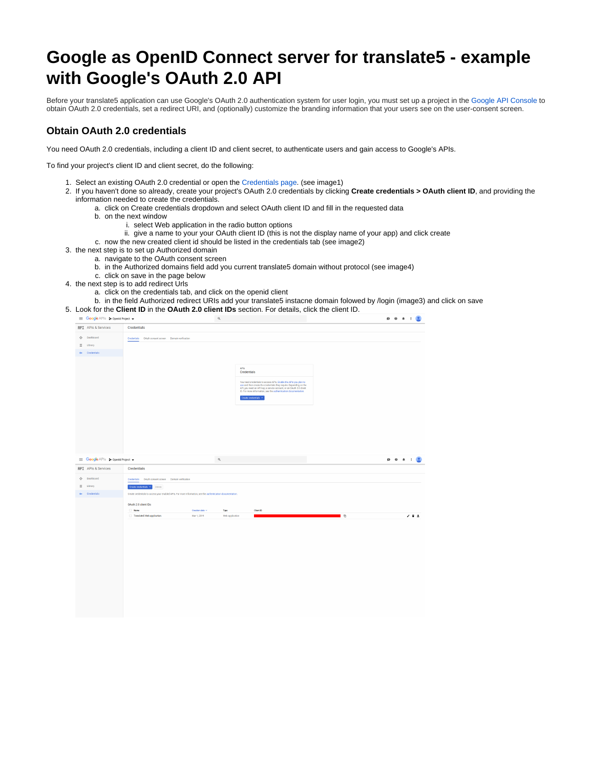# Google as OpenID Connect server for translate5 - example with Google's OAuth 2.0 API

Before your translate5 application can use Google's OAuth 2.0 authentication system for user login, you must set up a project in the Google API Console to obtain OAuth 2.0 credentials, set a redirect URI, and (optionally) customize the branding information that your users see on the user-consent screen.

## Obtain OAuth 2.0 credentials

You need OAuth 2.0 credentials, including a client ID and client secret, to authenticate users and gain access to Google's APIs.

To find your project's client ID and client secret, do the following:

1. Select an existing OAuth 2.0 credential or open the Credentials page. (see image1)
2. If you haven't done so already, create your project's OAuth 2.0 credentials by clicking **Create credentials > OAuth client ID**, and providing the information needed to create the credentials.
   a. click on Create credentials dropdown and select OAuth client ID and fill in the requested data
   b. on the next window
      i. select Web application in the radio button options
      ii. give a name to your your OAuth client ID (this is not the display name of your app) and click create
   c. now the new created client id should be listed in the credentials tab (see image2)
3. the next step is to set up Authorized domain
   a. navigate to the OAuth consent screen
   b. in the Authorized domains field add you current translate5 domain without protocol (see image4)
   c. click on save in the page below
4. the next step is to add redirect Urls
   a. click on the credentials tab, and click on the openid client
   b. in the field Authorized redirect URIs add your translate5 instacne domain folowed by /login (image3) and click on save
5. Look for the **Client ID** in the **OAuth 2.0 client IDs** section. For details, click the client ID.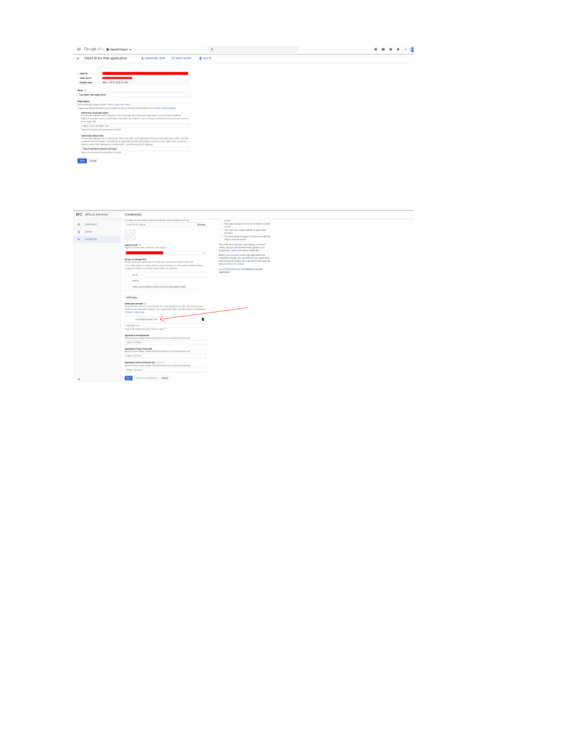Google APIs · OpenId Project

← Client ID for Web application   DOWNLOAD JSON   RESET SECRET   DELETE

**Client ID**

**Client secret**

**Creation date**   Mar 1, 2019, 10:21:21 AM

**Name**

Translate5 Web application

**Restrictions**

Enter JavaScript origins, redirect URIs, or both Learn More

Origins and redirect domains must be added to the list of Authorized Domains in the OAuth consent settings.

**Authorized JavaScript origins**

For use with requests from a browser. This is the origin URI of the client application. It can't contain a wildcard (https://*.example.com) or a path (https://example.com/subdir). If you're using a nonstandard port, you must include it in the origin URI.

https://www.example.com

Type in the domain and press Enter to add it

**Authorized redirect URIs**

For use with requests from a web server. This is the path in your application that users are redirected to after they have authenticated with Google. The path will be appended with the authorization code for access. Must have a protocol. Cannot contain URL fragments or relative paths. Cannot be a public IP address.

http://translate5-openid.com/login

Type in the domain and press Enter to add it

Save   Cancel

---

API APIs & Services   Credentials

- Dashboard
- Library
- Credentials

An image on the consent screen that will help users recognize your app

Local file for upload   Browse

**Support email**

Shown on the consent screen for user support

**Scopes for Google APIs**

Scopes allow your application to access your user's private data. Learn more

If you add a sensitive scope, such as scopes that give you full access to Gmail or Drive, Google will verify your consent screen before it's published.

- email
- profile
- openid

Add scope

**Authorized domains**

To protect you and your users, Google only allows applications that authenticate using OAuth to use Authorized Domains. Your applications' links must be hosted on Authorized Domains. Learn more

translate5-openid.com

example.com

Type in the domain and press Enter to add it

**Application Homepage link**

Shown on the consent screen. Must be hosted on an Authorized Domain.

https:// or http://

**Application Privacy Policy link**

Shown on the consent screen. Must be hosted on an Authorized Domain.

https:// or http://

**Application Terms of Service link** (Optional)

Shown on the consent screen. Must be hosted on an Authorized Domain.

https:// or http://

Save   Submit for verification   Cancel

scope

- Your app displays an icon on its OAuth consent screen
- Your app has a large number of authorized domains
- You have made changes to a previously-verified OAuth consent screen

The verification process may take up to several weeks, and you will receive email updates as it progresses. Learn more about verification.

Before your consent screen and application are verified by Google, you can still test your application with limitations. Learn more about how your app will behave before it's verified.

Let us know what you think about our OAuth experience.